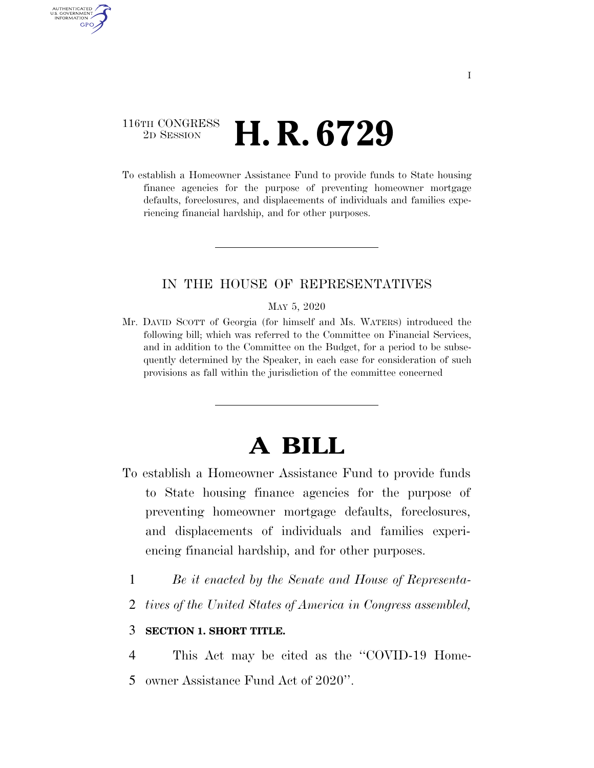116TH CONGRESS
2D SESSION

# H. R. 6729

To establish a Homeowner Assistance Fund to provide funds to State housing finance agencies for the purpose of preventing homeowner mortgage defaults, foreclosures, and displacements of individuals and families experiencing financial hardship, and for other purposes.

IN THE HOUSE OF REPRESENTATIVES

MAY 5, 2020

Mr. DAVID SCOTT of Georgia (for himself and Ms. WATERS) introduced the following bill; which was referred to the Committee on Financial Services, and in addition to the Committee on the Budget, for a period to be subsequently determined by the Speaker, in each case for consideration of such provisions as fall within the jurisdiction of the committee concerned

# A BILL

To establish a Homeowner Assistance Fund to provide funds to State housing finance agencies for the purpose of preventing homeowner mortgage defaults, foreclosures, and displacements of individuals and families experiencing financial hardship, and for other purposes.

1 *Be it enacted by the Senate and House of Representa-*
2 *tives of the United States of America in Congress assembled,*

3 **SECTION 1. SHORT TITLE.**

4 This Act may be cited as the ''COVID-19 Home-
5 owner Assistance Fund Act of 2020''.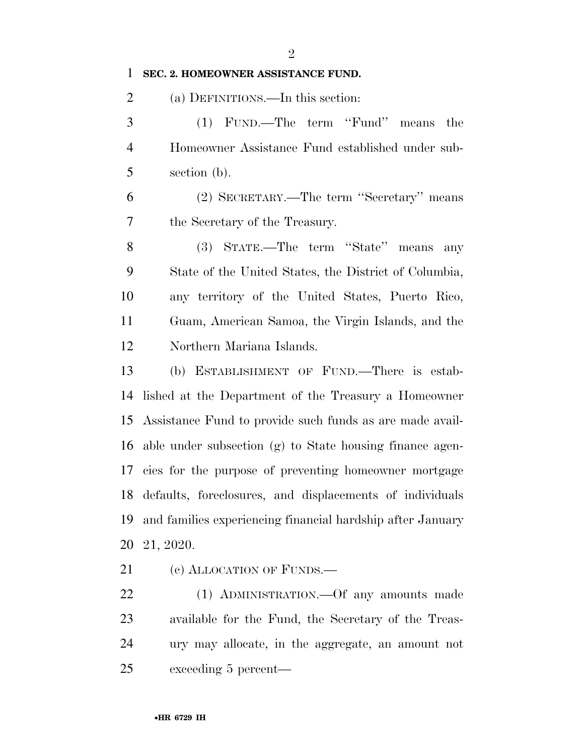**SEC. 2. HOMEOWNER ASSISTANCE FUND.**

(a) DEFINITIONS.—In this section:

(1) FUND.—The term "Fund" means the Homeowner Assistance Fund established under subsection (b).

(2) SECRETARY.—The term "Secretary" means the Secretary of the Treasury.

(3) STATE.—The term "State" means any State of the United States, the District of Columbia, any territory of the United States, Puerto Rico, Guam, American Samoa, the Virgin Islands, and the Northern Mariana Islands.

(b) ESTABLISHMENT OF FUND.—There is established at the Department of the Treasury a Homeowner Assistance Fund to provide such funds as are made available under subsection (g) to State housing finance agencies for the purpose of preventing homeowner mortgage defaults, foreclosures, and displacements of individuals and families experiencing financial hardship after January 21, 2020.

(c) ALLOCATION OF FUNDS.—

(1) ADMINISTRATION.—Of any amounts made available for the Fund, the Secretary of the Treasury may allocate, in the aggregate, an amount not exceeding 5 percent—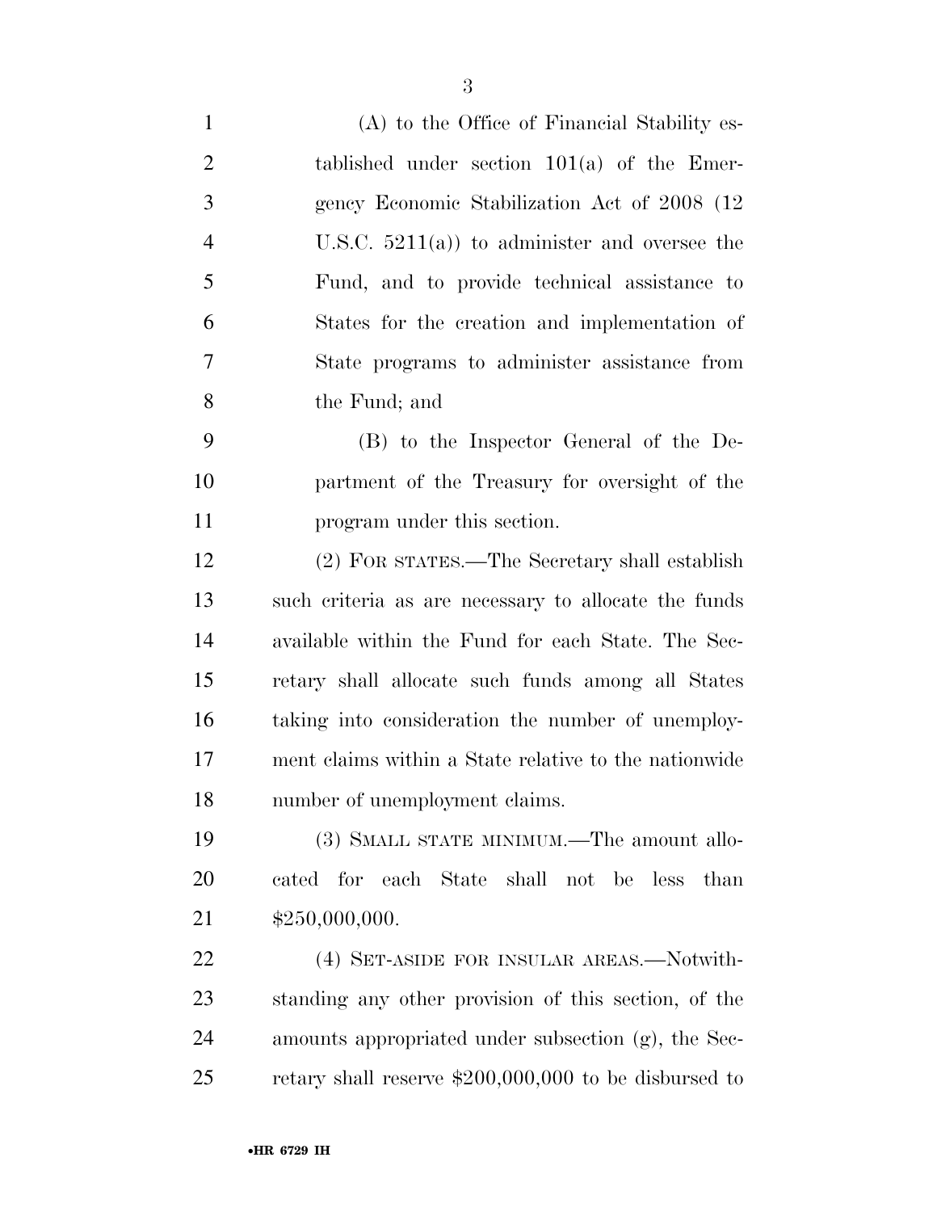(A) to the Office of Financial Stability established under section 101(a) of the Emergency Economic Stabilization Act of 2008 (12 U.S.C. 5211(a)) to administer and oversee the Fund, and to provide technical assistance to States for the creation and implementation of State programs to administer assistance from the Fund; and

(B) to the Inspector General of the Department of the Treasury for oversight of the program under this section.

(2) FOR STATES.—The Secretary shall establish such criteria as are necessary to allocate the funds available within the Fund for each State. The Secretary shall allocate such funds among all States taking into consideration the number of unemployment claims within a State relative to the nationwide number of unemployment claims.

(3) SMALL STATE MINIMUM.—The amount allocated for each State shall not be less than $250,000,000.

(4) SET-ASIDE FOR INSULAR AREAS.—Notwithstanding any other provision of this section, of the amounts appropriated under subsection (g), the Secretary shall reserve $200,000,000 to be disbursed to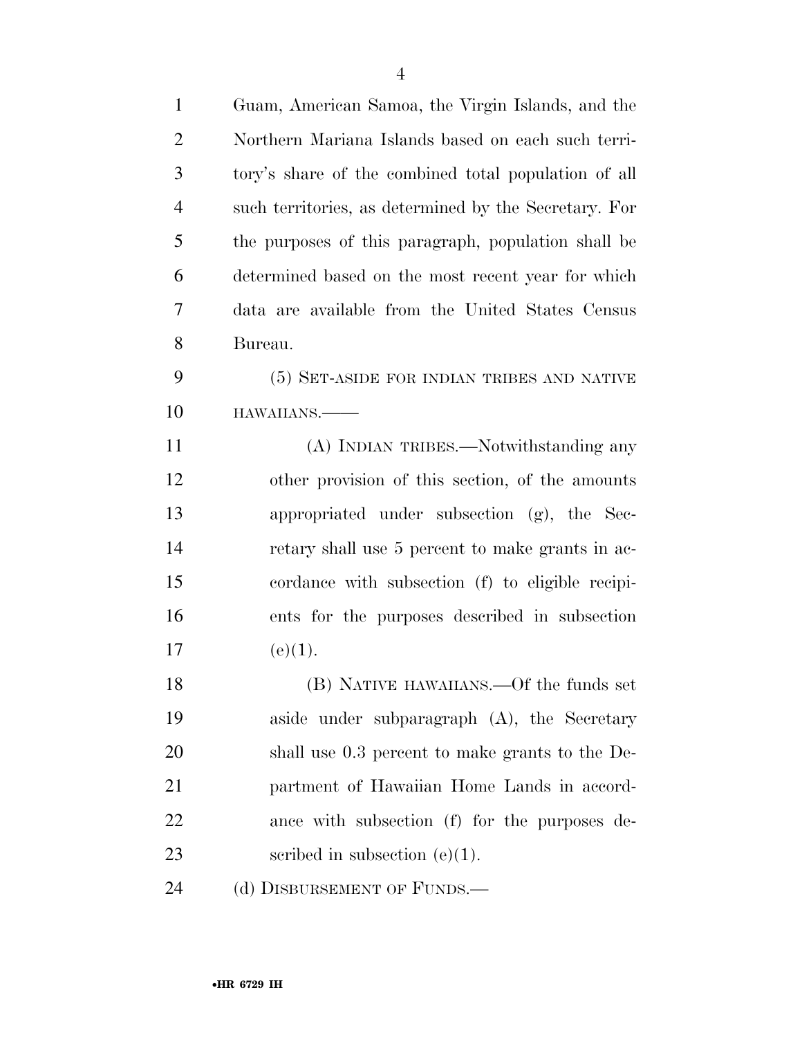Guam, American Samoa, the Virgin Islands, and the Northern Mariana Islands based on each such territory's share of the combined total population of all such territories, as determined by the Secretary. For the purposes of this paragraph, population shall be determined based on the most recent year for which data are available from the United States Census Bureau.

(5) SET-ASIDE FOR INDIAN TRIBES AND NATIVE HAWAIIANS.——

(A) INDIAN TRIBES.—Notwithstanding any other provision of this section, of the amounts appropriated under subsection (g), the Secretary shall use 5 percent to make grants in accordance with subsection (f) to eligible recipients for the purposes described in subsection (e)(1).

(B) NATIVE HAWAIIANS.—Of the funds set aside under subparagraph (A), the Secretary shall use 0.3 percent to make grants to the Department of Hawaiian Home Lands in accordance with subsection (f) for the purposes described in subsection (e)(1).

(d) DISBURSEMENT OF FUNDS.—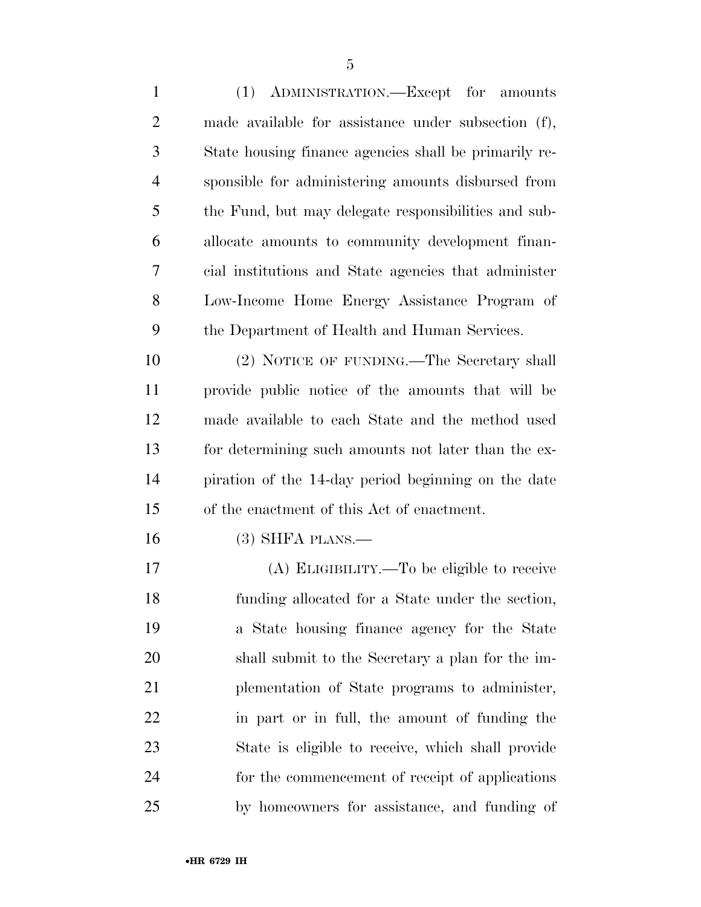(1) ADMINISTRATION.—Except for amounts made available for assistance under subsection (f), State housing finance agencies shall be primarily responsible for administering amounts disbursed from the Fund, but may delegate responsibilities and sub-allocate amounts to community development financial institutions and State agencies that administer Low-Income Home Energy Assistance Program of the Department of Health and Human Services.

(2) NOTICE OF FUNDING.—The Secretary shall provide public notice of the amounts that will be made available to each State and the method used for determining such amounts not later than the expiration of the 14-day period beginning on the date of the enactment of this Act of enactment.

(3) SHFA PLANS.—

(A) ELIGIBILITY.—To be eligible to receive funding allocated for a State under the section, a State housing finance agency for the State shall submit to the Secretary a plan for the implementation of State programs to administer, in part or in full, the amount of funding the State is eligible to receive, which shall provide for the commencement of receipt of applications by homeowners for assistance, and funding of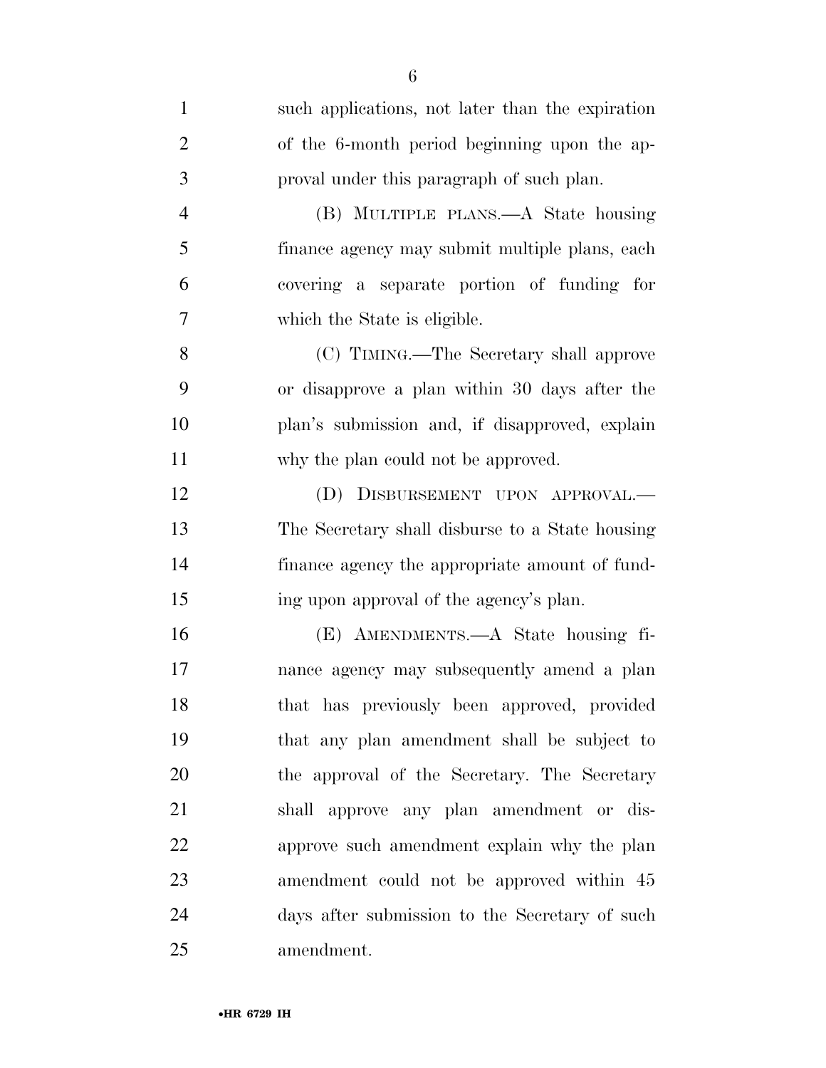such applications, not later than the expiration of the 6-month period beginning upon the approval under this paragraph of such plan.

(B) MULTIPLE PLANS.—A State housing finance agency may submit multiple plans, each covering a separate portion of funding for which the State is eligible.

(C) TIMING.—The Secretary shall approve or disapprove a plan within 30 days after the plan's submission and, if disapproved, explain why the plan could not be approved.

(D) DISBURSEMENT UPON APPROVAL.—The Secretary shall disburse to a State housing finance agency the appropriate amount of funding upon approval of the agency's plan.

(E) AMENDMENTS.—A State housing finance agency may subsequently amend a plan that has previously been approved, provided that any plan amendment shall be subject to the approval of the Secretary. The Secretary shall approve any plan amendment or disapprove such amendment explain why the plan amendment could not be approved within 45 days after submission to the Secretary of such amendment.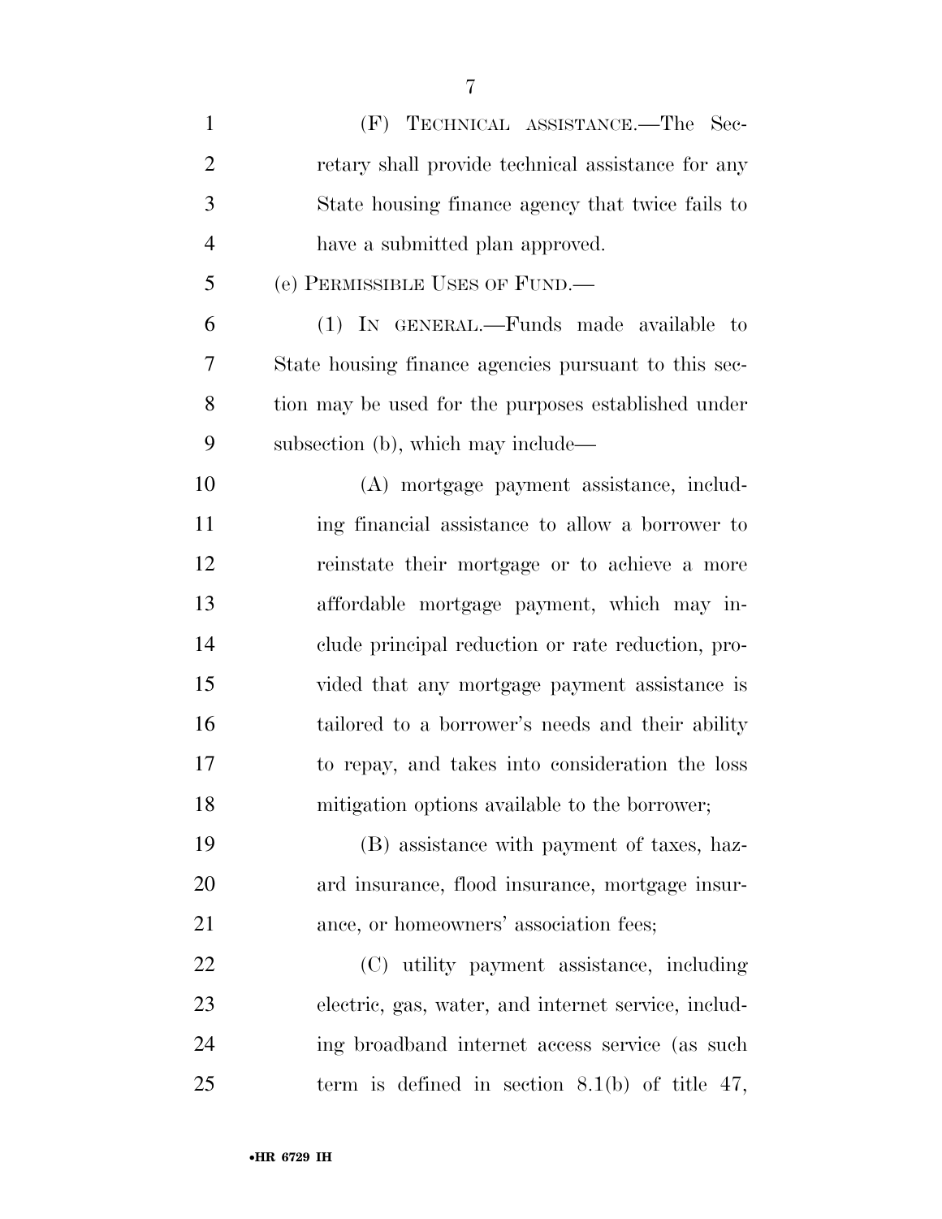(F) TECHNICAL ASSISTANCE.—The Secretary shall provide technical assistance for any State housing finance agency that twice fails to have a submitted plan approved.

(e) PERMISSIBLE USES OF FUND.—

(1) IN GENERAL.—Funds made available to State housing finance agencies pursuant to this section may be used for the purposes established under subsection (b), which may include—

(A) mortgage payment assistance, including financial assistance to allow a borrower to reinstate their mortgage or to achieve a more affordable mortgage payment, which may include principal reduction or rate reduction, provided that any mortgage payment assistance is tailored to a borrower's needs and their ability to repay, and takes into consideration the loss mitigation options available to the borrower;

(B) assistance with payment of taxes, hazard insurance, flood insurance, mortgage insurance, or homeowners' association fees;

(C) utility payment assistance, including electric, gas, water, and internet service, including broadband internet access service (as such term is defined in section 8.1(b) of title 47,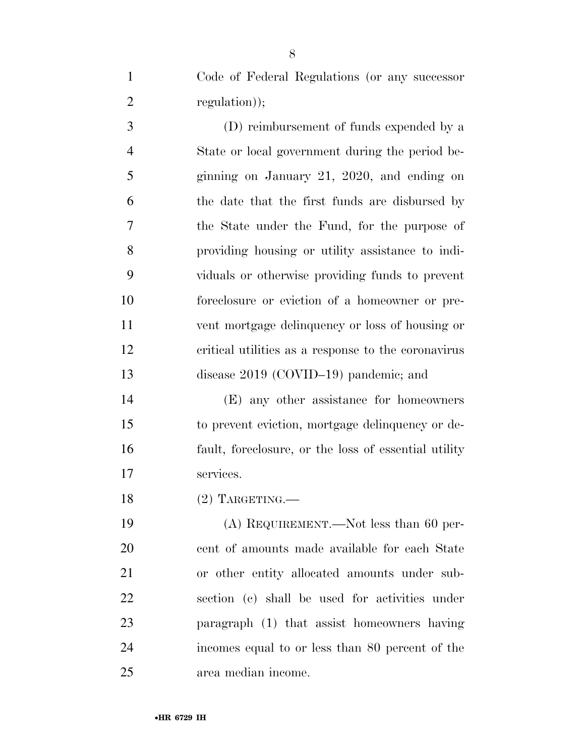Code of Federal Regulations (or any successor regulation));

(D) reimbursement of funds expended by a State or local government during the period beginning on January 21, 2020, and ending on the date that the first funds are disbursed by the State under the Fund, for the purpose of providing housing or utility assistance to individuals or otherwise providing funds to prevent foreclosure or eviction of a homeowner or prevent mortgage delinquency or loss of housing or critical utilities as a response to the coronavirus disease 2019 (COVID–19) pandemic; and

(E) any other assistance for homeowners to prevent eviction, mortgage delinquency or default, foreclosure, or the loss of essential utility services.

(2) TARGETING.—

(A) REQUIREMENT.—Not less than 60 percent of amounts made available for each State or other entity allocated amounts under subsection (c) shall be used for activities under paragraph (1) that assist homeowners having incomes equal to or less than 80 percent of the area median income.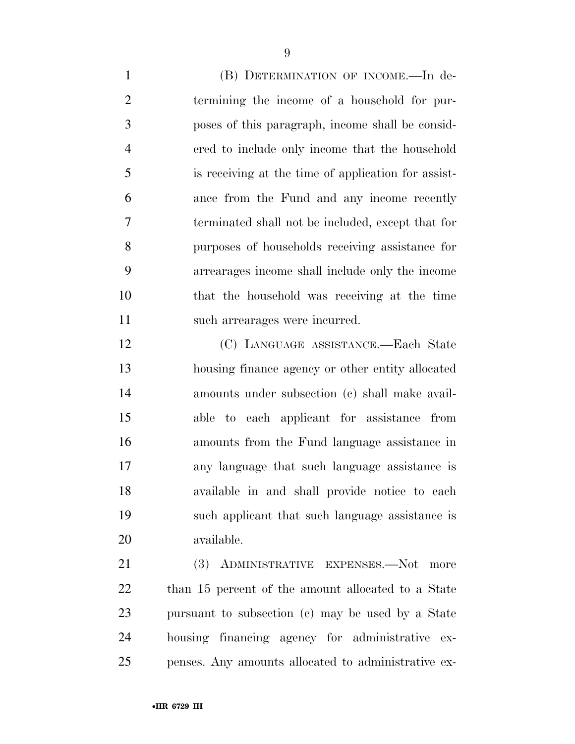(B) DETERMINATION OF INCOME.—In determining the income of a household for purposes of this paragraph, income shall be considered to include only income that the household is receiving at the time of application for assistance from the Fund and any income recently terminated shall not be included, except that for purposes of households receiving assistance for arrearages income shall include only the income that the household was receiving at the time such arrearages were incurred.

(C) LANGUAGE ASSISTANCE.—Each State housing finance agency or other entity allocated amounts under subsection (c) shall make available to each applicant for assistance from amounts from the Fund language assistance in any language that such language assistance is available in and shall provide notice to each such applicant that such language assistance is available.

(3) ADMINISTRATIVE EXPENSES.—Not more than 15 percent of the amount allocated to a State pursuant to subsection (c) may be used by a State housing financing agency for administrative expenses. Any amounts allocated to administrative ex-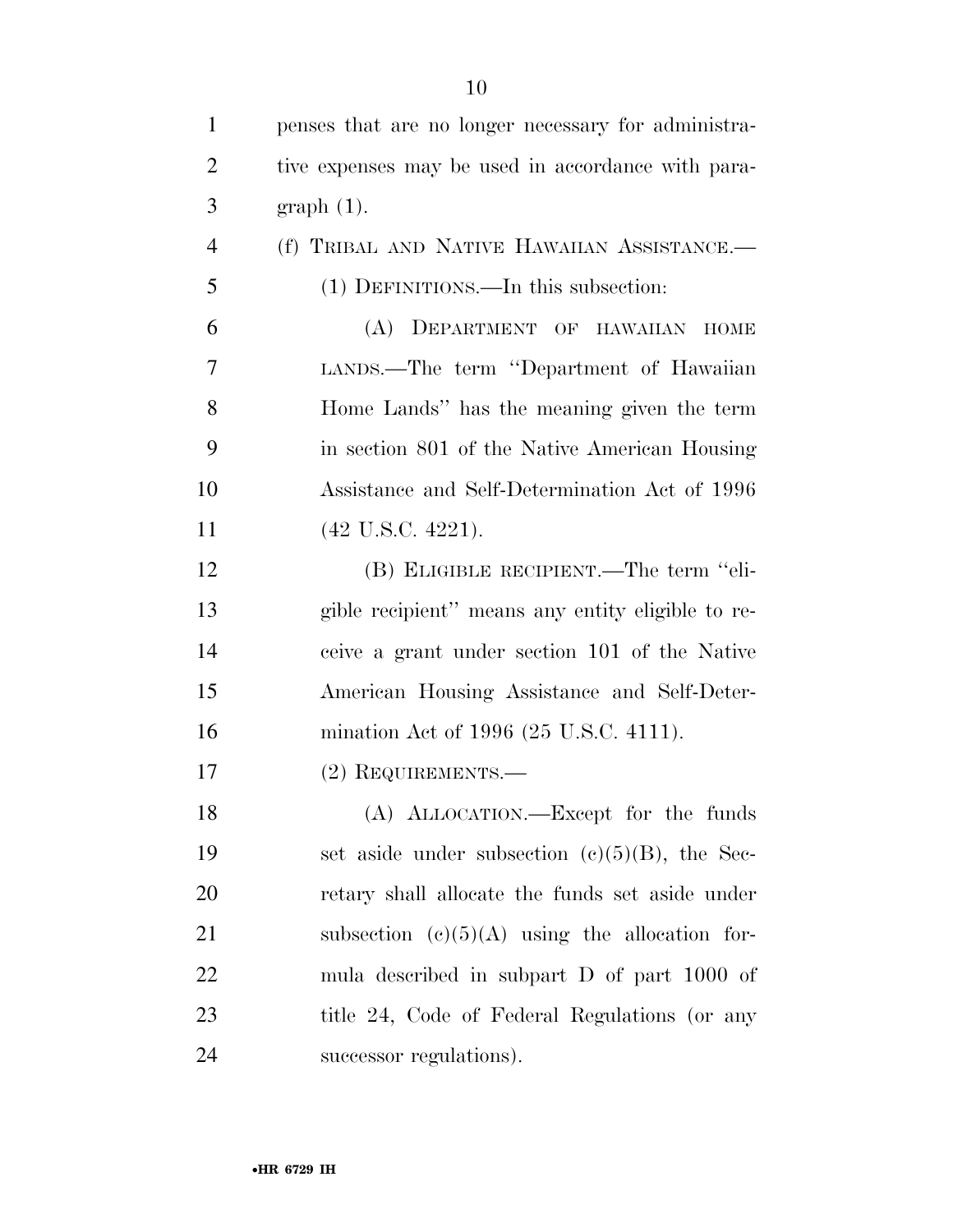penses that are no longer necessary for administrative expenses may be used in accordance with paragraph (1).

(f) TRIBAL AND NATIVE HAWAIIAN ASSISTANCE.—

(1) DEFINITIONS.—In this subsection:

(A) DEPARTMENT OF HAWAIIAN HOME LANDS.—The term "Department of Hawaiian Home Lands" has the meaning given the term in section 801 of the Native American Housing Assistance and Self-Determination Act of 1996 (42 U.S.C. 4221).

(B) ELIGIBLE RECIPIENT.—The term "eligible recipient" means any entity eligible to receive a grant under section 101 of the Native American Housing Assistance and Self-Determination Act of 1996 (25 U.S.C. 4111).

(2) REQUIREMENTS.—

(A) ALLOCATION.—Except for the funds set aside under subsection (c)(5)(B), the Secretary shall allocate the funds set aside under subsection (c)(5)(A) using the allocation formula described in subpart D of part 1000 of title 24, Code of Federal Regulations (or any successor regulations).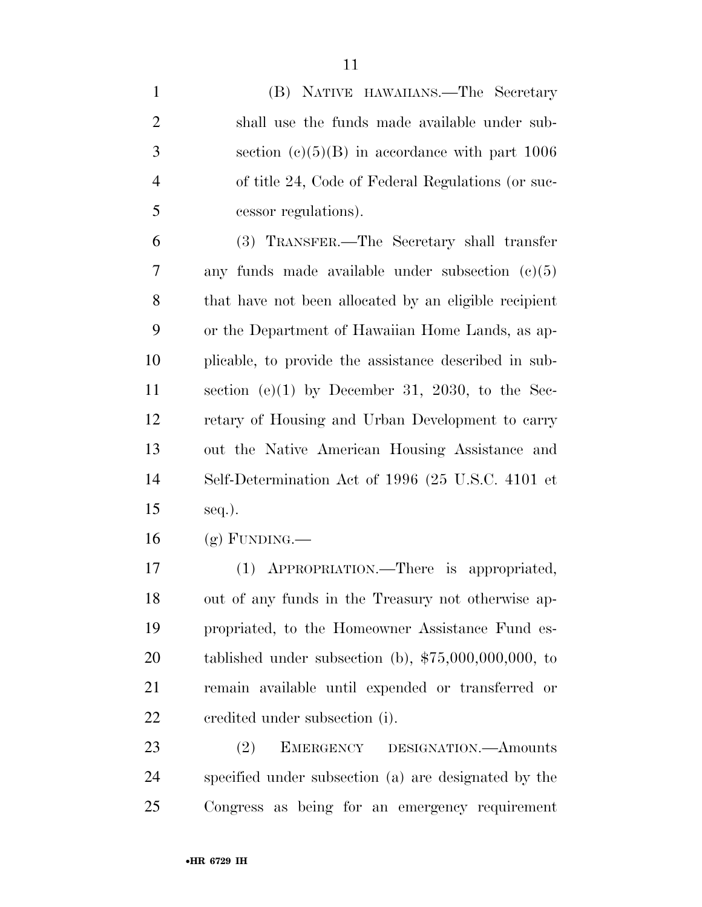(B) NATIVE HAWAIIANS.—The Secretary shall use the funds made available under subsection (c)(5)(B) in accordance with part 1006 of title 24, Code of Federal Regulations (or successor regulations).

(3) TRANSFER.—The Secretary shall transfer any funds made available under subsection (c)(5) that have not been allocated by an eligible recipient or the Department of Hawaiian Home Lands, as applicable, to provide the assistance described in subsection (e)(1) by December 31, 2030, to the Secretary of Housing and Urban Development to carry out the Native American Housing Assistance and Self-Determination Act of 1996 (25 U.S.C. 4101 et seq.).

(g) FUNDING.—

(1) APPROPRIATION.—There is appropriated, out of any funds in the Treasury not otherwise appropriated, to the Homeowner Assistance Fund established under subsection (b), $75,000,000,000, to remain available until expended or transferred or credited under subsection (i).

(2) EMERGENCY DESIGNATION.—Amounts specified under subsection (a) are designated by the Congress as being for an emergency requirement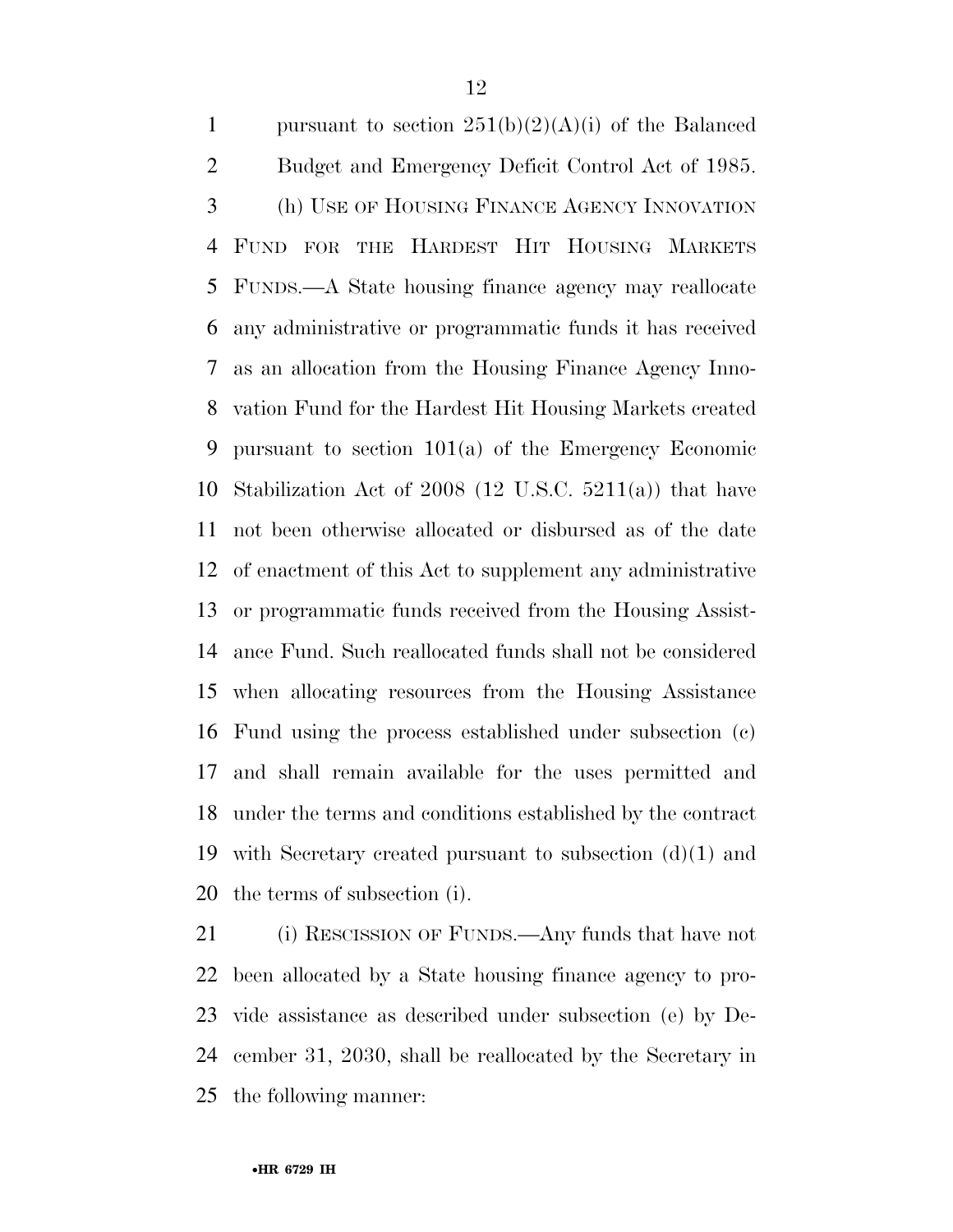pursuant to section 251(b)(2)(A)(i) of the Balanced Budget and Emergency Deficit Control Act of 1985.

(h) USE OF HOUSING FINANCE AGENCY INNOVATION FUND FOR THE HARDEST HIT HOUSING MARKETS FUNDS.—A State housing finance agency may reallocate any administrative or programmatic funds it has received as an allocation from the Housing Finance Agency Innovation Fund for the Hardest Hit Housing Markets created pursuant to section 101(a) of the Emergency Economic Stabilization Act of 2008 (12 U.S.C. 5211(a)) that have not been otherwise allocated or disbursed as of the date of enactment of this Act to supplement any administrative or programmatic funds received from the Housing Assistance Fund. Such reallocated funds shall not be considered when allocating resources from the Housing Assistance Fund using the process established under subsection (c) and shall remain available for the uses permitted and under the terms and conditions established by the contract with Secretary created pursuant to subsection (d)(1) and the terms of subsection (i).

(i) RESCISSION OF FUNDS.—Any funds that have not been allocated by a State housing finance agency to provide assistance as described under subsection (e) by December 31, 2030, shall be reallocated by the Secretary in the following manner: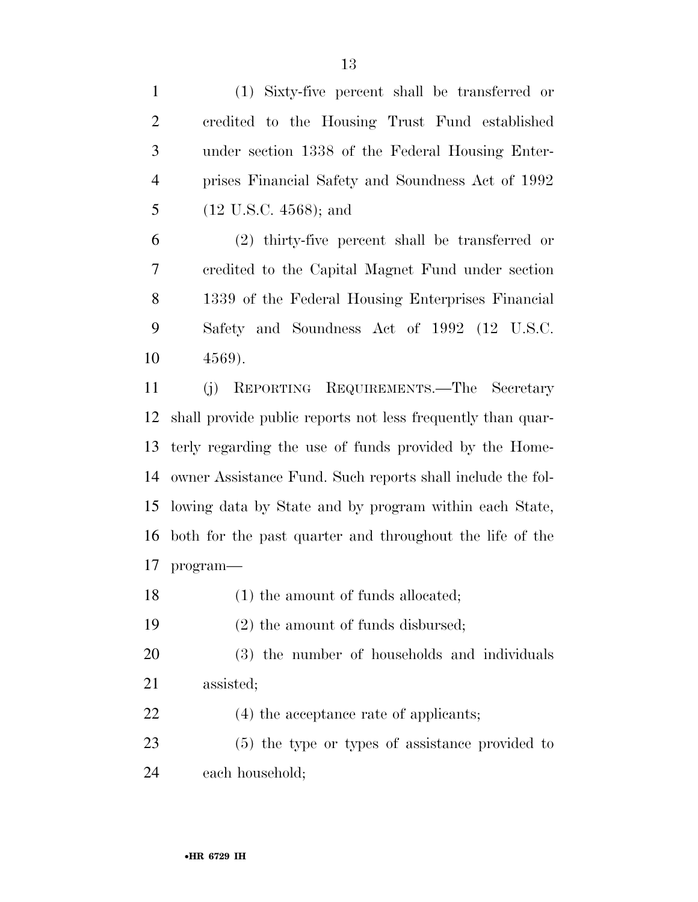(1) Sixty-five percent shall be transferred or credited to the Housing Trust Fund established under section 1338 of the Federal Housing Enterprises Financial Safety and Soundness Act of 1992 (12 U.S.C. 4568); and

(2) thirty-five percent shall be transferred or credited to the Capital Magnet Fund under section 1339 of the Federal Housing Enterprises Financial Safety and Soundness Act of 1992 (12 U.S.C. 4569).

(j) REPORTING REQUIREMENTS.—The Secretary shall provide public reports not less frequently than quarterly regarding the use of funds provided by the Homeowner Assistance Fund. Such reports shall include the following data by State and by program within each State, both for the past quarter and throughout the life of the program—

(1) the amount of funds allocated;

(2) the amount of funds disbursed;

(3) the number of households and individuals assisted;

(4) the acceptance rate of applicants;

(5) the type or types of assistance provided to each household;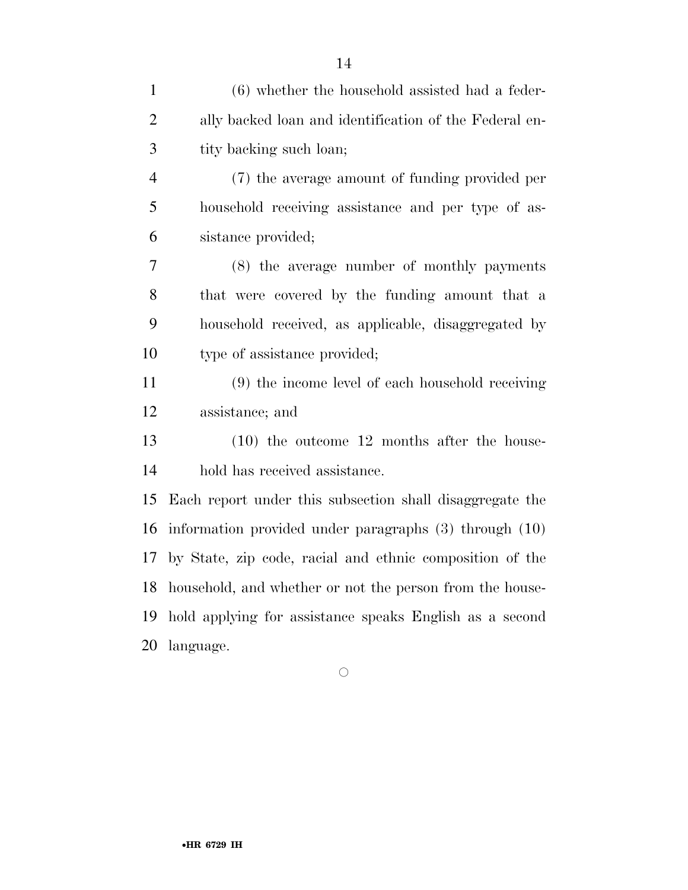(6) whether the household assisted had a federally backed loan and identification of the Federal entity backing such loan;

(7) the average amount of funding provided per household receiving assistance and per type of assistance provided;

(8) the average number of monthly payments that were covered by the funding amount that a household received, as applicable, disaggregated by type of assistance provided;

(9) the income level of each household receiving assistance; and

(10) the outcome 12 months after the household has received assistance.

Each report under this subsection shall disaggregate the information provided under paragraphs (3) through (10) by State, zip code, racial and ethnic composition of the household, and whether or not the person from the household applying for assistance speaks English as a second language.